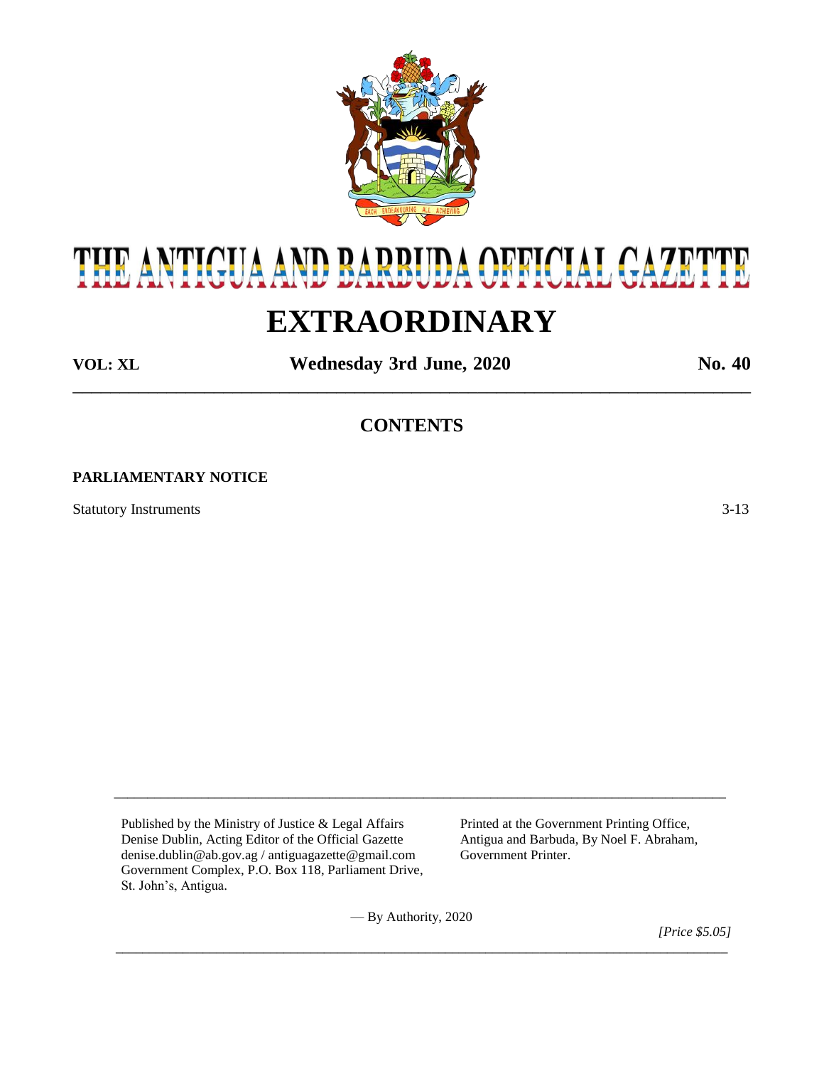# THE ANTIGUA AND BARBUDA OFFICIAL GAZETTE

# EXTRAORDINARY

**VOL: XL** **Wednesday 3rd June, 2020** **No. 40**

## CONTENTS

**PARLIAMENTARY NOTICE**

Statutory Instruments 3-13

Published by the Ministry of Justice & Legal Affairs
Denise Dublin, Acting Editor of the Official Gazette
denise.dublin@ab.gov.ag / antiguagazette@gmail.com
Government Complex, P.O. Box 118, Parliament Drive,
St. John's, Antigua.

Printed at the Government Printing Office,
Antigua and Barbuda, By Noel F. Abraham,
Government Printer.

— By Authority, 2020

*[Price $5.05]*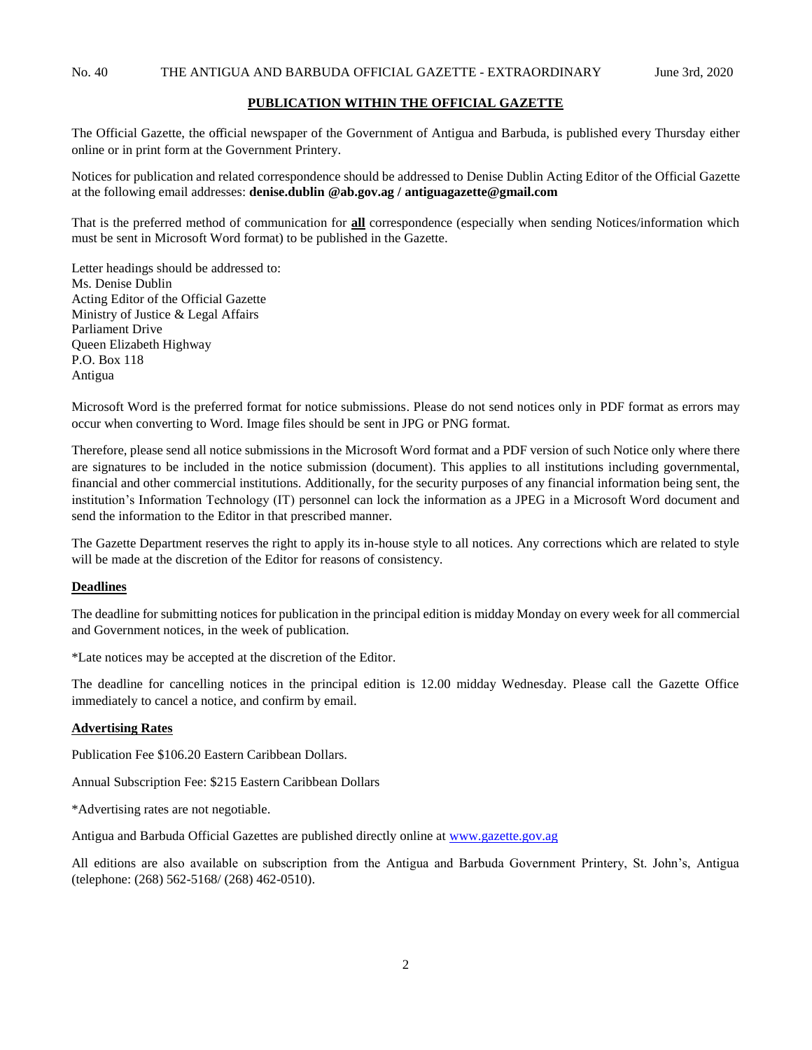## PUBLICATION WITHIN THE OFFICIAL GAZETTE

The Official Gazette, the official newspaper of the Government of Antigua and Barbuda, is published every Thursday either online or in print form at the Government Printery.

Notices for publication and related correspondence should be addressed to Denise Dublin Acting Editor of the Official Gazette at the following email addresses: **denise.dublin @ab.gov.ag / antiguagazette@gmail.com**

That is the preferred method of communication for **all** correspondence (especially when sending Notices/information which must be sent in Microsoft Word format) to be published in the Gazette.

Letter headings should be addressed to:
Ms. Denise Dublin
Acting Editor of the Official Gazette
Ministry of Justice & Legal Affairs
Parliament Drive
Queen Elizabeth Highway
P.O. Box 118
Antigua

Microsoft Word is the preferred format for notice submissions. Please do not send notices only in PDF format as errors may occur when converting to Word. Image files should be sent in JPG or PNG format.

Therefore, please send all notice submissions in the Microsoft Word format and a PDF version of such Notice only where there are signatures to be included in the notice submission (document). This applies to all institutions including governmental, financial and other commercial institutions. Additionally, for the security purposes of any financial information being sent, the institution's Information Technology (IT) personnel can lock the information as a JPEG in a Microsoft Word document and send the information to the Editor in that prescribed manner.

The Gazette Department reserves the right to apply its in-house style to all notices. Any corrections which are related to style will be made at the discretion of the Editor for reasons of consistency.

### Deadlines

The deadline for submitting notices for publication in the principal edition is midday Monday on every week for all commercial and Government notices, in the week of publication.

*Late notices may be accepted at the discretion of the Editor.

The deadline for cancelling notices in the principal edition is 12.00 midday Wednesday. Please call the Gazette Office immediately to cancel a notice, and confirm by email.

### Advertising Rates

Publication Fee $106.20 Eastern Caribbean Dollars.

Annual Subscription Fee: $215 Eastern Caribbean Dollars

*Advertising rates are not negotiable.

Antigua and Barbuda Official Gazettes are published directly online at www.gazette.gov.ag

All editions are also available on subscription from the Antigua and Barbuda Government Printery, St. John's, Antigua (telephone: (268) 562-5168/ (268) 462-0510).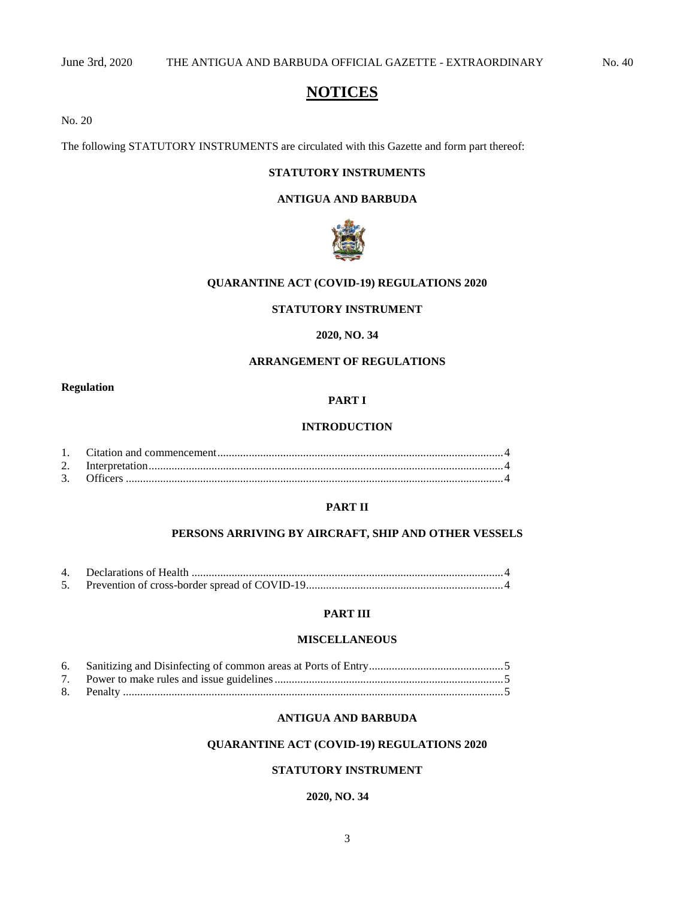# NOTICES

No. 20

The following STATUTORY INSTRUMENTS are circulated with this Gazette and form part thereof:

**STATUTORY INSTRUMENTS**

**ANTIGUA AND BARBUDA**

**QUARANTINE ACT (COVID-19) REGULATIONS 2020**

**STATUTORY INSTRUMENT**

**2020, NO. 34**

**ARRANGEMENT OF REGULATIONS**

**Regulation**

**PART I**

**INTRODUCTION**

1. Citation and commencement....4
2. Interpretation....4
3. Officers....4

**PART II**

**PERSONS ARRIVING BY AIRCRAFT, SHIP AND OTHER VESSELS**

4. Declarations of Health....4
5. Prevention of cross-border spread of COVID-19....4

**PART III**

**MISCELLANEOUS**

6. Sanitizing and Disinfecting of common areas at Ports of Entry....5
7. Power to make rules and issue guidelines....5
8. Penalty....5

**ANTIGUA AND BARBUDA**

**QUARANTINE ACT (COVID-19) REGULATIONS 2020**

**STATUTORY INSTRUMENT**

**2020, NO. 34**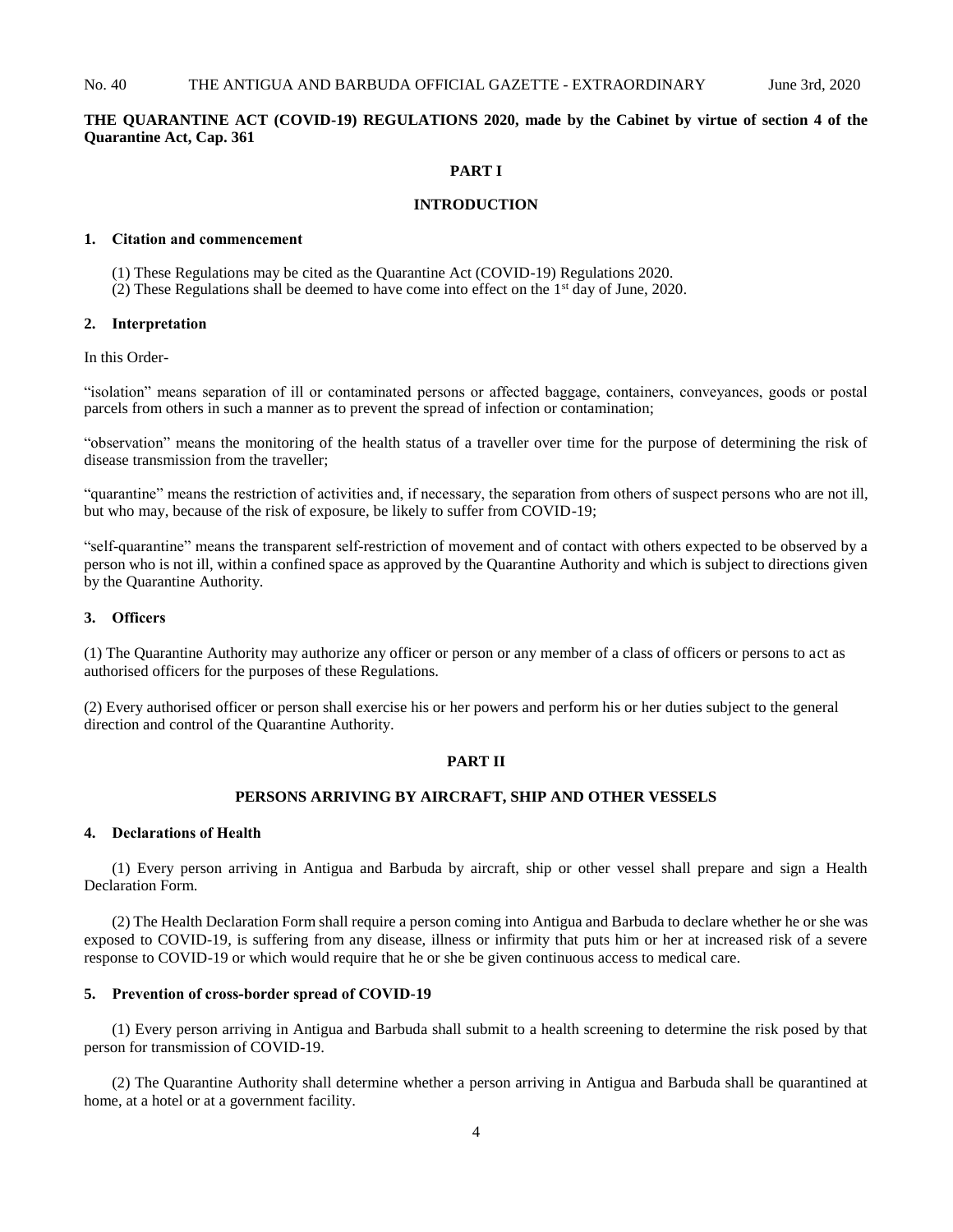**THE QUARANTINE ACT (COVID-19) REGULATIONS 2020, made by the Cabinet by virtue of section 4 of the Quarantine Act, Cap. 361**

## PART I

## INTRODUCTION

### 1. Citation and commencement

(1) These Regulations may be cited as the Quarantine Act (COVID-19) Regulations 2020.

(2) These Regulations shall be deemed to have come into effect on the 1st day of June, 2020.

### 2. Interpretation

In this Order-

"isolation" means separation of ill or contaminated persons or affected baggage, containers, conveyances, goods or postal parcels from others in such a manner as to prevent the spread of infection or contamination;

"observation" means the monitoring of the health status of a traveller over time for the purpose of determining the risk of disease transmission from the traveller;

"quarantine" means the restriction of activities and, if necessary, the separation from others of suspect persons who are not ill, but who may, because of the risk of exposure, be likely to suffer from COVID-19;

"self-quarantine" means the transparent self-restriction of movement and of contact with others expected to be observed by a person who is not ill, within a confined space as approved by the Quarantine Authority and which is subject to directions given by the Quarantine Authority.

### 3. Officers

(1) The Quarantine Authority may authorize any officer or person or any member of a class of officers or persons to act as authorised officers for the purposes of these Regulations.

(2) Every authorised officer or person shall exercise his or her powers and perform his or her duties subject to the general direction and control of the Quarantine Authority.

## PART II

## PERSONS ARRIVING BY AIRCRAFT, SHIP AND OTHER VESSELS

### 4. Declarations of Health

(1) Every person arriving in Antigua and Barbuda by aircraft, ship or other vessel shall prepare and sign a Health Declaration Form.

(2) The Health Declaration Form shall require a person coming into Antigua and Barbuda to declare whether he or she was exposed to COVID-19, is suffering from any disease, illness or infirmity that puts him or her at increased risk of a severe response to COVID-19 or which would require that he or she be given continuous access to medical care.

### 5. Prevention of cross-border spread of COVID-19

(1) Every person arriving in Antigua and Barbuda shall submit to a health screening to determine the risk posed by that person for transmission of COVID-19.

(2) The Quarantine Authority shall determine whether a person arriving in Antigua and Barbuda shall be quarantined at home, at a hotel or at a government facility.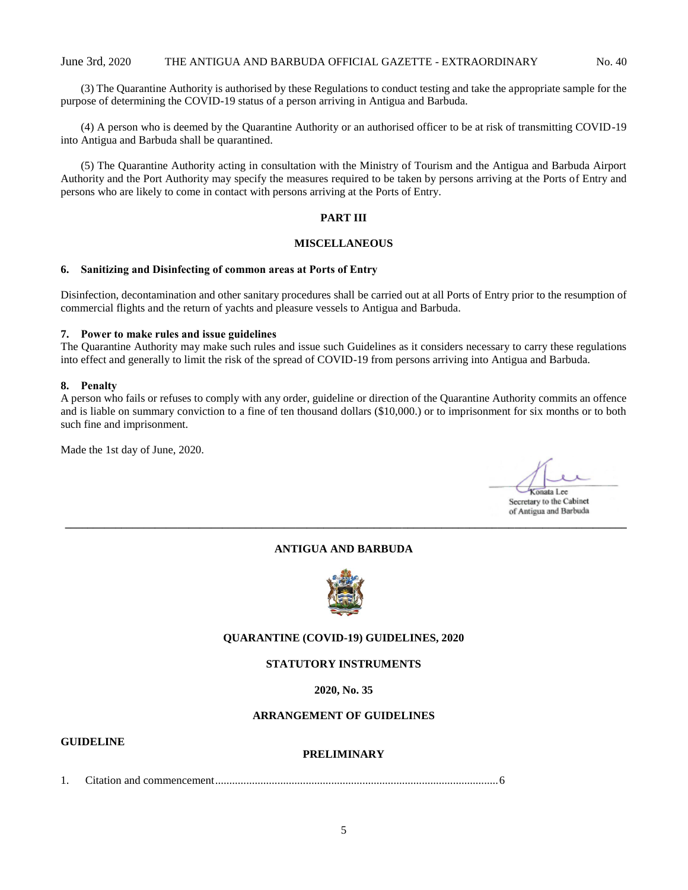(3) The Quarantine Authority is authorised by these Regulations to conduct testing and take the appropriate sample for the purpose of determining the COVID-19 status of a person arriving in Antigua and Barbuda.

(4) A person who is deemed by the Quarantine Authority or an authorised officer to be at risk of transmitting COVID-19 into Antigua and Barbuda shall be quarantined.

(5) The Quarantine Authority acting in consultation with the Ministry of Tourism and the Antigua and Barbuda Airport Authority and the Port Authority may specify the measures required to be taken by persons arriving at the Ports of Entry and persons who are likely to come in contact with persons arriving at the Ports of Entry.

## PART III

## MISCELLANEOUS

**6. Sanitizing and Disinfecting of common areas at Ports of Entry**

Disinfection, decontamination and other sanitary procedures shall be carried out at all Ports of Entry prior to the resumption of commercial flights and the return of yachts and pleasure vessels to Antigua and Barbuda.

**7. Power to make rules and issue guidelines**

The Quarantine Authority may make such rules and issue such Guidelines as it considers necessary to carry these regulations into effect and generally to limit the risk of the spread of COVID-19 from persons arriving into Antigua and Barbuda.

**8. Penalty**

A person who fails or refuses to comply with any order, guideline or direction of the Quarantine Authority commits an offence and is liable on summary conviction to a fine of ten thousand dollars ($10,000.) or to imprisonment for six months or to both such fine and imprisonment.

Made the 1st day of June, 2020.

Konata Lee
Secretary to the Cabinet
of Antigua and Barbuda

---

## ANTIGUA AND BARBUDA

## QUARANTINE (COVID-19) GUIDELINES, 2020

## STATUTORY INSTRUMENTS

## 2020, No. 35

## ARRANGEMENT OF GUIDELINES

**GUIDELINE**

**PRELIMINARY**

1. Citation and commencement .................................................................................................... 6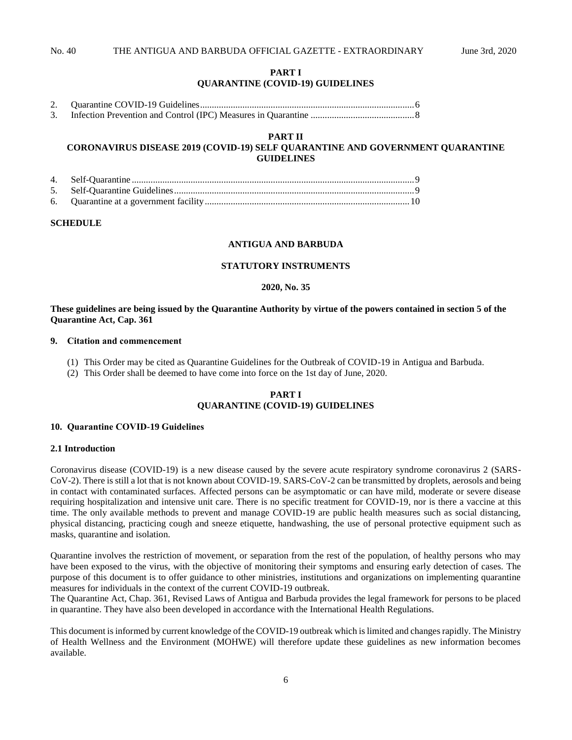## PART I
## QUARANTINE (COVID-19) GUIDELINES

2. Quarantine COVID-19 Guidelines .......................................................................................... 6
3. Infection Prevention and Control (IPC) Measures in Quarantine ............................................ 8

## PART II
## CORONAVIRUS DISEASE 2019 (COVID-19) SELF QUARANTINE AND GOVERNMENT QUARANTINE GUIDELINES

4. Self-Quarantine ....................................................................................................................... 9
5. Self-Quarantine Guidelines ..................................................................................................... 9
6. Quarantine at a government facility ...................................................................................... 10

**SCHEDULE**

**ANTIGUA AND BARBUDA**

**STATUTORY INSTRUMENTS**

**2020, No. 35**

**These guidelines are being issued by the Quarantine Authority by virtue of the powers contained in section 5 of the Quarantine Act, Cap. 361**

**9. Citation and commencement**

(1) This Order may be cited as Quarantine Guidelines for the Outbreak of COVID-19 in Antigua and Barbuda.
(2) This Order shall be deemed to have come into force on the 1st day of June, 2020.

## PART I
## QUARANTINE (COVID-19) GUIDELINES

**10. Quarantine COVID-19 Guidelines**

**2.1 Introduction**

Coronavirus disease (COVID-19) is a new disease caused by the severe acute respiratory syndrome coronavirus 2 (SARS-CoV-2). There is still a lot that is not known about COVID-19. SARS-CoV-2 can be transmitted by droplets, aerosols and being in contact with contaminated surfaces. Affected persons can be asymptomatic or can have mild, moderate or severe disease requiring hospitalization and intensive unit care. There is no specific treatment for COVID-19, nor is there a vaccine at this time. The only available methods to prevent and manage COVID-19 are public health measures such as social distancing, physical distancing, practicing cough and sneeze etiquette, handwashing, the use of personal protective equipment such as masks, quarantine and isolation.

Quarantine involves the restriction of movement, or separation from the rest of the population, of healthy persons who may have been exposed to the virus, with the objective of monitoring their symptoms and ensuring early detection of cases. The purpose of this document is to offer guidance to other ministries, institutions and organizations on implementing quarantine measures for individuals in the context of the current COVID-19 outbreak.
The Quarantine Act, Chap. 361, Revised Laws of Antigua and Barbuda provides the legal framework for persons to be placed in quarantine. They have also been developed in accordance with the International Health Regulations.

This document is informed by current knowledge of the COVID-19 outbreak which is limited and changes rapidly. The Ministry of Health Wellness and the Environment (MOHWE) will therefore update these guidelines as new information becomes available.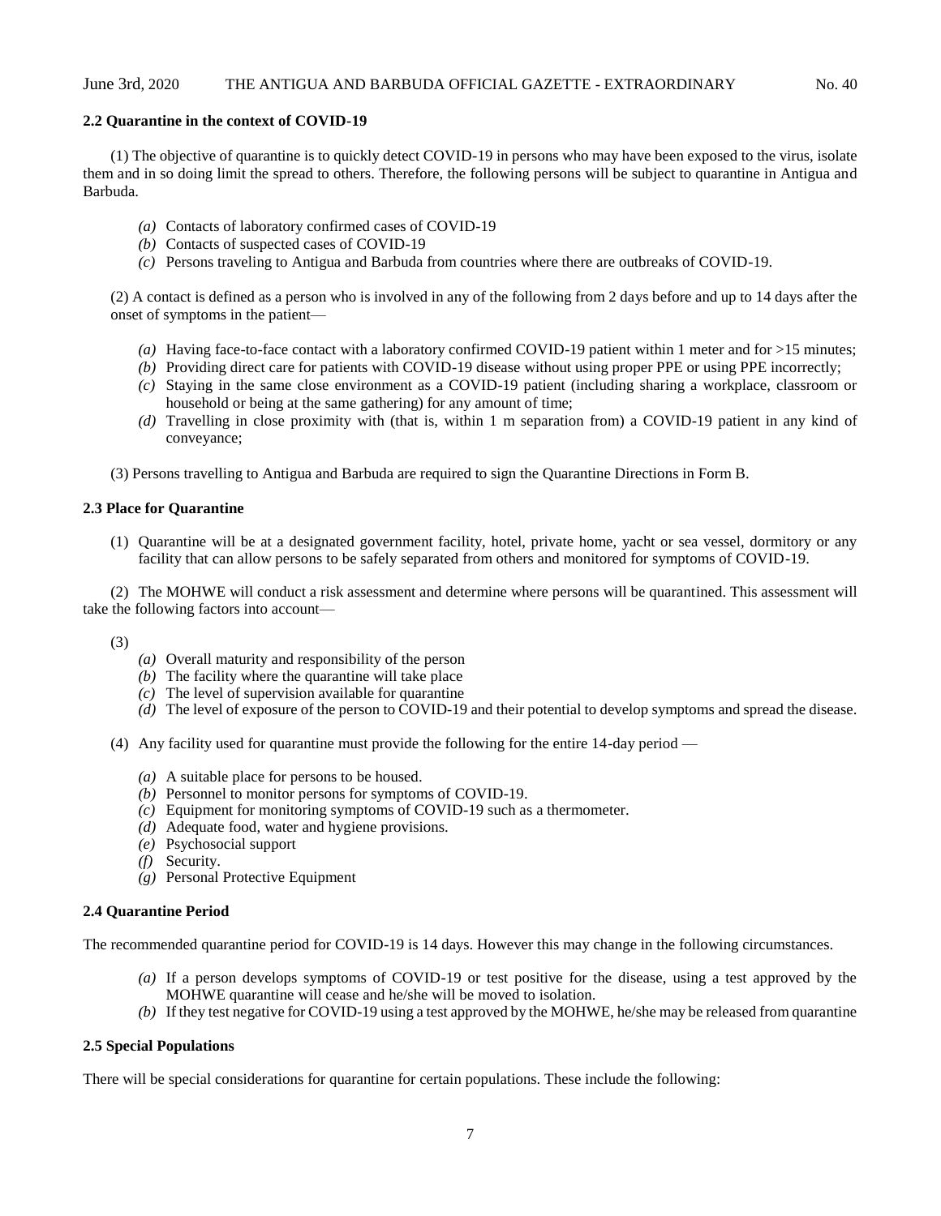### 2.2 Quarantine in the context of COVID-19

(1) The objective of quarantine is to quickly detect COVID-19 in persons who may have been exposed to the virus, isolate them and in so doing limit the spread to others. Therefore, the following persons will be subject to quarantine in Antigua and Barbuda.

- *(a)* Contacts of laboratory confirmed cases of COVID-19
- *(b)* Contacts of suspected cases of COVID-19
- *(c)* Persons traveling to Antigua and Barbuda from countries where there are outbreaks of COVID-19.

(2) A contact is defined as a person who is involved in any of the following from 2 days before and up to 14 days after the onset of symptoms in the patient—

- *(a)* Having face-to-face contact with a laboratory confirmed COVID-19 patient within 1 meter and for >15 minutes;
- *(b)* Providing direct care for patients with COVID-19 disease without using proper PPE or using PPE incorrectly;
- *(c)* Staying in the same close environment as a COVID-19 patient (including sharing a workplace, classroom or household or being at the same gathering) for any amount of time;
- *(d)* Travelling in close proximity with (that is, within 1 m separation from) a COVID-19 patient in any kind of conveyance;

(3) Persons travelling to Antigua and Barbuda are required to sign the Quarantine Directions in Form B.

### 2.3 Place for Quarantine

(1) Quarantine will be at a designated government facility, hotel, private home, yacht or sea vessel, dormitory or any facility that can allow persons to be safely separated from others and monitored for symptoms of COVID-19.

(2) The MOHWE will conduct a risk assessment and determine where persons will be quarantined. This assessment will take the following factors into account—

(3)

- *(a)* Overall maturity and responsibility of the person
- *(b)* The facility where the quarantine will take place
- *(c)* The level of supervision available for quarantine
- *(d)* The level of exposure of the person to COVID-19 and their potential to develop symptoms and spread the disease.

(4) Any facility used for quarantine must provide the following for the entire 14-day period —

- *(a)* A suitable place for persons to be housed.
- *(b)* Personnel to monitor persons for symptoms of COVID-19.
- *(c)* Equipment for monitoring symptoms of COVID-19 such as a thermometer.
- *(d)* Adequate food, water and hygiene provisions.
- *(e)* Psychosocial support
- *(f)* Security.
- *(g)* Personal Protective Equipment

### 2.4 Quarantine Period

The recommended quarantine period for COVID-19 is 14 days. However this may change in the following circumstances.

- *(a)* If a person develops symptoms of COVID-19 or test positive for the disease, using a test approved by the MOHWE quarantine will cease and he/she will be moved to isolation.
- *(b)* If they test negative for COVID-19 using a test approved by the MOHWE, he/she may be released from quarantine

### 2.5 Special Populations

There will be special considerations for quarantine for certain populations. These include the following: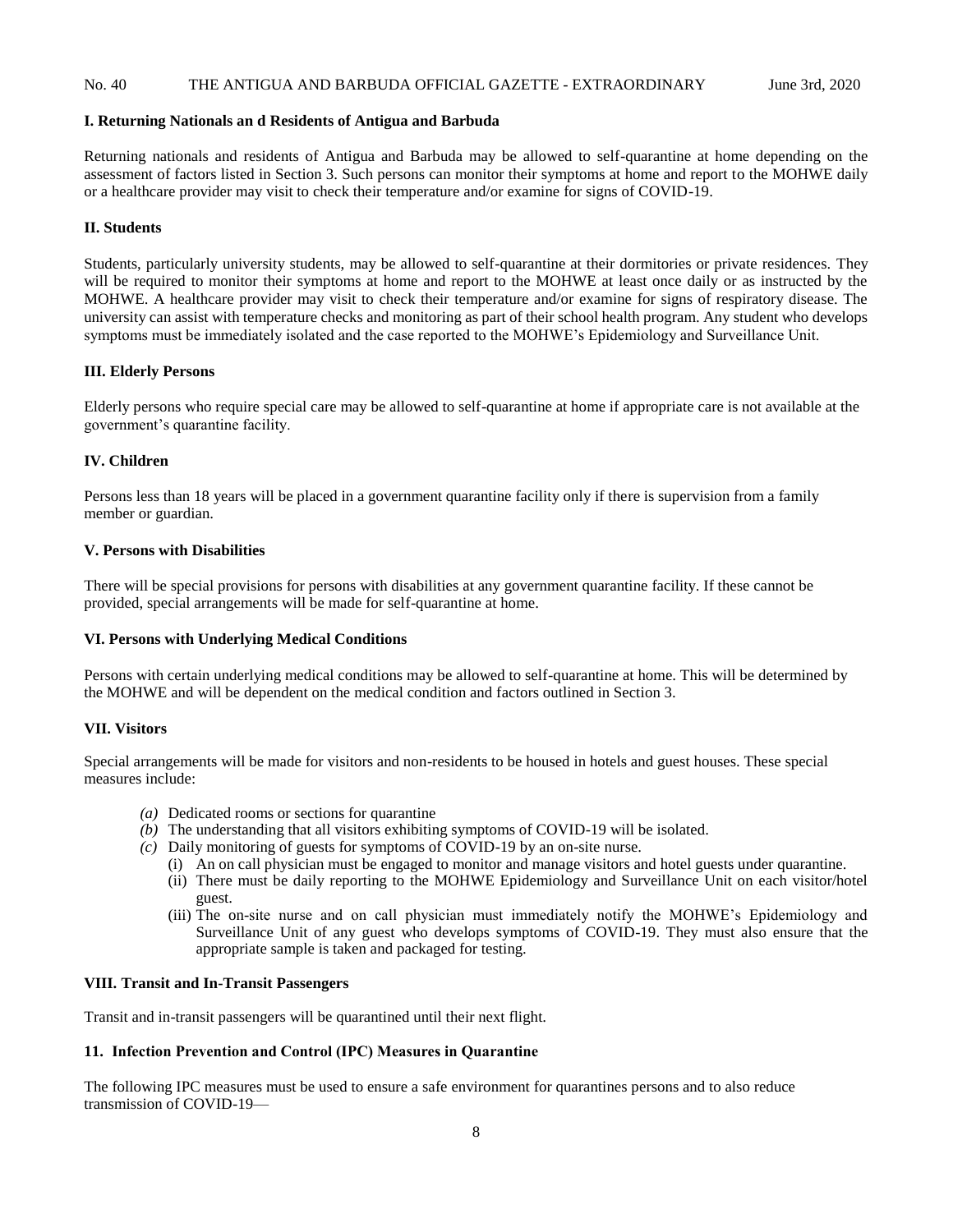### I. Returning Nationals an d Residents of Antigua and Barbuda

Returning nationals and residents of Antigua and Barbuda may be allowed to self-quarantine at home depending on the assessment of factors listed in Section 3. Such persons can monitor their symptoms at home and report to the MOHWE daily or a healthcare provider may visit to check their temperature and/or examine for signs of COVID-19.

### II. Students

Students, particularly university students, may be allowed to self-quarantine at their dormitories or private residences. They will be required to monitor their symptoms at home and report to the MOHWE at least once daily or as instructed by the MOHWE. A healthcare provider may visit to check their temperature and/or examine for signs of respiratory disease. The university can assist with temperature checks and monitoring as part of their school health program. Any student who develops symptoms must be immediately isolated and the case reported to the MOHWE's Epidemiology and Surveillance Unit.

### III. Elderly Persons

Elderly persons who require special care may be allowed to self-quarantine at home if appropriate care is not available at the government's quarantine facility.

### IV. Children

Persons less than 18 years will be placed in a government quarantine facility only if there is supervision from a family member or guardian.

### V. Persons with Disabilities

There will be special provisions for persons with disabilities at any government quarantine facility. If these cannot be provided, special arrangements will be made for self-quarantine at home.

### VI. Persons with Underlying Medical Conditions

Persons with certain underlying medical conditions may be allowed to self-quarantine at home. This will be determined by the MOHWE and will be dependent on the medical condition and factors outlined in Section 3.

### VII. Visitors

Special arrangements will be made for visitors and non-residents to be housed in hotels and guest houses. These special measures include:

*(a)* Dedicated rooms or sections for quarantine

*(b)* The understanding that all visitors exhibiting symptoms of COVID-19 will be isolated.

*(c)* Daily monitoring of guests for symptoms of COVID-19 by an on-site nurse.

  (i) An on call physician must be engaged to monitor and manage visitors and hotel guests under quarantine.

  (ii) There must be daily reporting to the MOHWE Epidemiology and Surveillance Unit on each visitor/hotel guest.

  (iii) The on-site nurse and on call physician must immediately notify the MOHWE's Epidemiology and Surveillance Unit of any guest who develops symptoms of COVID-19. They must also ensure that the appropriate sample is taken and packaged for testing.

### VIII. Transit and In-Transit Passengers

Transit and in-transit passengers will be quarantined until their next flight.

## 11. Infection Prevention and Control (IPC) Measures in Quarantine

The following IPC measures must be used to ensure a safe environment for quarantines persons and to also reduce transmission of COVID-19—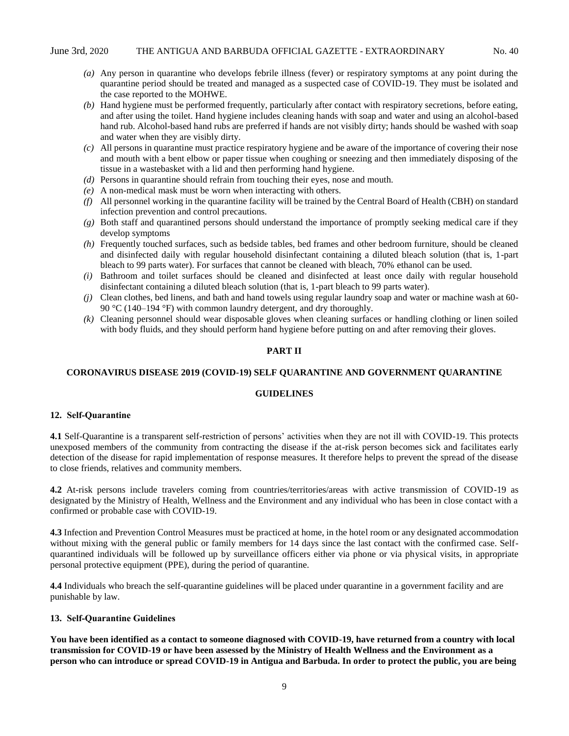- *(a)* Any person in quarantine who develops febrile illness (fever) or respiratory symptoms at any point during the quarantine period should be treated and managed as a suspected case of COVID-19. They must be isolated and the case reported to the MOHWE.
- *(b)* Hand hygiene must be performed frequently, particularly after contact with respiratory secretions, before eating, and after using the toilet. Hand hygiene includes cleaning hands with soap and water and using an alcohol-based hand rub. Alcohol-based hand rubs are preferred if hands are not visibly dirty; hands should be washed with soap and water when they are visibly dirty.
- *(c)* All persons in quarantine must practice respiratory hygiene and be aware of the importance of covering their nose and mouth with a bent elbow or paper tissue when coughing or sneezing and then immediately disposing of the tissue in a wastebasket with a lid and then performing hand hygiene.
- *(d)* Persons in quarantine should refrain from touching their eyes, nose and mouth.
- *(e)* A non-medical mask must be worn when interacting with others.
- *(f)* All personnel working in the quarantine facility will be trained by the Central Board of Health (CBH) on standard infection prevention and control precautions.
- *(g)* Both staff and quarantined persons should understand the importance of promptly seeking medical care if they develop symptoms
- *(h)* Frequently touched surfaces, such as bedside tables, bed frames and other bedroom furniture, should be cleaned and disinfected daily with regular household disinfectant containing a diluted bleach solution (that is, 1-part bleach to 99 parts water). For surfaces that cannot be cleaned with bleach, 70% ethanol can be used.
- *(i)* Bathroom and toilet surfaces should be cleaned and disinfected at least once daily with regular household disinfectant containing a diluted bleach solution (that is, 1-part bleach to 99 parts water).
- *(j)* Clean clothes, bed linens, and bath and hand towels using regular laundry soap and water or machine wash at 60-90 °C (140–194 °F) with common laundry detergent, and dry thoroughly.
- *(k)* Cleaning personnel should wear disposable gloves when cleaning surfaces or handling clothing or linen soiled with body fluids, and they should perform hand hygiene before putting on and after removing their gloves.

## PART II

## CORONAVIRUS DISEASE 2019 (COVID-19) SELF QUARANTINE AND GOVERNMENT QUARANTINE GUIDELINES

### 12. Self-Quarantine

**4.1** Self-Quarantine is a transparent self-restriction of persons' activities when they are not ill with COVID-19. This protects unexposed members of the community from contracting the disease if the at-risk person becomes sick and facilitates early detection of the disease for rapid implementation of response measures. It therefore helps to prevent the spread of the disease to close friends, relatives and community members.

**4.2** At-risk persons include travelers coming from countries/territories/areas with active transmission of COVID-19 as designated by the Ministry of Health, Wellness and the Environment and any individual who has been in close contact with a confirmed or probable case with COVID-19.

**4.3** Infection and Prevention Control Measures must be practiced at home, in the hotel room or any designated accommodation without mixing with the general public or family members for 14 days since the last contact with the confirmed case. Self-quarantined individuals will be followed up by surveillance officers either via phone or via physical visits, in appropriate personal protective equipment (PPE), during the period of quarantine.

**4.4** Individuals who breach the self-quarantine guidelines will be placed under quarantine in a government facility and are punishable by law.

### 13. Self-Quarantine Guidelines

**You have been identified as a contact to someone diagnosed with COVID-19, have returned from a country with local transmission for COVID-19 or have been assessed by the Ministry of Health Wellness and the Environment as a person who can introduce or spread COVID-19 in Antigua and Barbuda. In order to protect the public, you are being**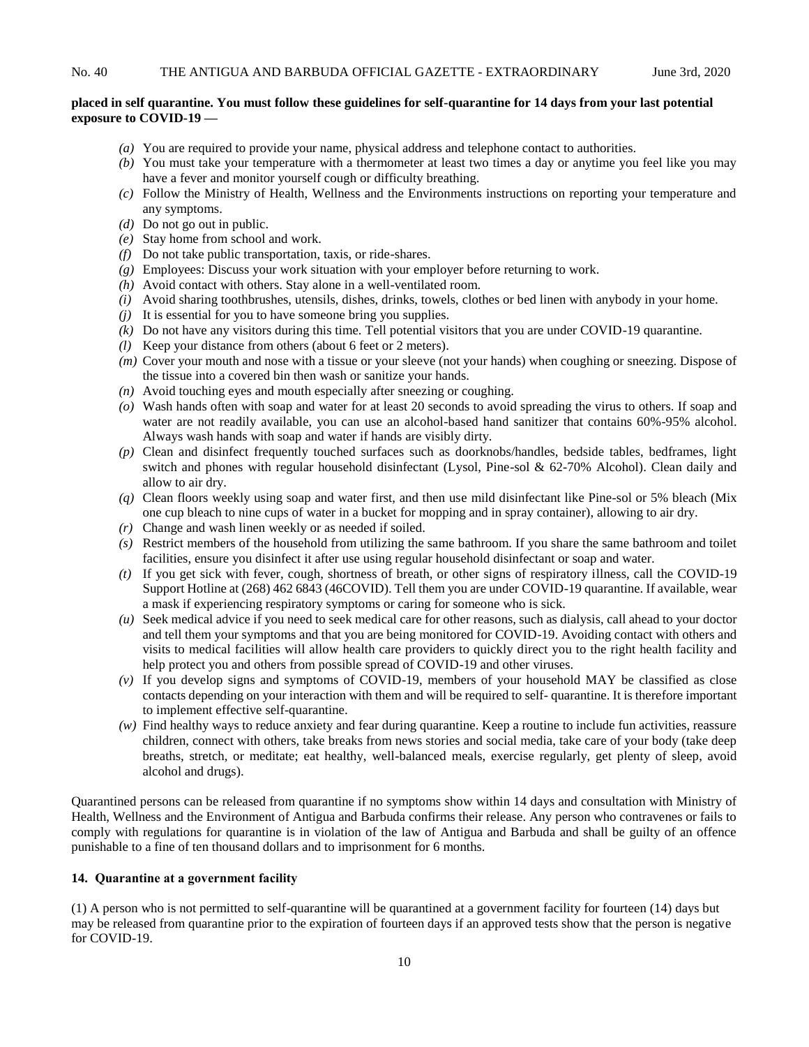**placed in self quarantine. You must follow these guidelines for self-quarantine for 14 days from your last potential exposure to COVID-19 —**

- *(a)* You are required to provide your name, physical address and telephone contact to authorities.
- *(b)* You must take your temperature with a thermometer at least two times a day or anytime you feel like you may have a fever and monitor yourself cough or difficulty breathing.
- *(c)* Follow the Ministry of Health, Wellness and the Environments instructions on reporting your temperature and any symptoms.
- *(d)* Do not go out in public.
- *(e)* Stay home from school and work.
- *(f)* Do not take public transportation, taxis, or ride-shares.
- *(g)* Employees: Discuss your work situation with your employer before returning to work.
- *(h)* Avoid contact with others. Stay alone in a well-ventilated room.
- *(i)* Avoid sharing toothbrushes, utensils, dishes, drinks, towels, clothes or bed linen with anybody in your home.
- *(j)* It is essential for you to have someone bring you supplies.
- *(k)* Do not have any visitors during this time. Tell potential visitors that you are under COVID-19 quarantine.
- *(l)* Keep your distance from others (about 6 feet or 2 meters).
- *(m)* Cover your mouth and nose with a tissue or your sleeve (not your hands) when coughing or sneezing. Dispose of the tissue into a covered bin then wash or sanitize your hands.
- *(n)* Avoid touching eyes and mouth especially after sneezing or coughing.
- *(o)* Wash hands often with soap and water for at least 20 seconds to avoid spreading the virus to others. If soap and water are not readily available, you can use an alcohol-based hand sanitizer that contains 60%-95% alcohol. Always wash hands with soap and water if hands are visibly dirty.
- *(p)* Clean and disinfect frequently touched surfaces such as doorknobs/handles, bedside tables, bedframes, light switch and phones with regular household disinfectant (Lysol, Pine-sol & 62-70% Alcohol). Clean daily and allow to air dry.
- *(q)* Clean floors weekly using soap and water first, and then use mild disinfectant like Pine-sol or 5% bleach (Mix one cup bleach to nine cups of water in a bucket for mopping and in spray container), allowing to air dry.
- *(r)* Change and wash linen weekly or as needed if soiled.
- *(s)* Restrict members of the household from utilizing the same bathroom. If you share the same bathroom and toilet facilities, ensure you disinfect it after use using regular household disinfectant or soap and water.
- *(t)* If you get sick with fever, cough, shortness of breath, or other signs of respiratory illness, call the COVID-19 Support Hotline at (268) 462 6843 (46COVID). Tell them you are under COVID-19 quarantine. If available, wear a mask if experiencing respiratory symptoms or caring for someone who is sick.
- *(u)* Seek medical advice if you need to seek medical care for other reasons, such as dialysis, call ahead to your doctor and tell them your symptoms and that you are being monitored for COVID-19. Avoiding contact with others and visits to medical facilities will allow health care providers to quickly direct you to the right health facility and help protect you and others from possible spread of COVID-19 and other viruses.
- *(v)* If you develop signs and symptoms of COVID-19, members of your household MAY be classified as close contacts depending on your interaction with them and will be required to self- quarantine. It is therefore important to implement effective self-quarantine.
- *(w)* Find healthy ways to reduce anxiety and fear during quarantine. Keep a routine to include fun activities, reassure children, connect with others, take breaks from news stories and social media, take care of your body (take deep breaths, stretch, or meditate; eat healthy, well-balanced meals, exercise regularly, get plenty of sleep, avoid alcohol and drugs).

Quarantined persons can be released from quarantine if no symptoms show within 14 days and consultation with Ministry of Health, Wellness and the Environment of Antigua and Barbuda confirms their release. Any person who contravenes or fails to comply with regulations for quarantine is in violation of the law of Antigua and Barbuda and shall be guilty of an offence punishable to a fine of ten thousand dollars and to imprisonment for 6 months.

### 14. Quarantine at a government facility

(1) A person who is not permitted to self-quarantine will be quarantined at a government facility for fourteen (14) days but may be released from quarantine prior to the expiration of fourteen days if an approved tests show that the person is negative for COVID-19.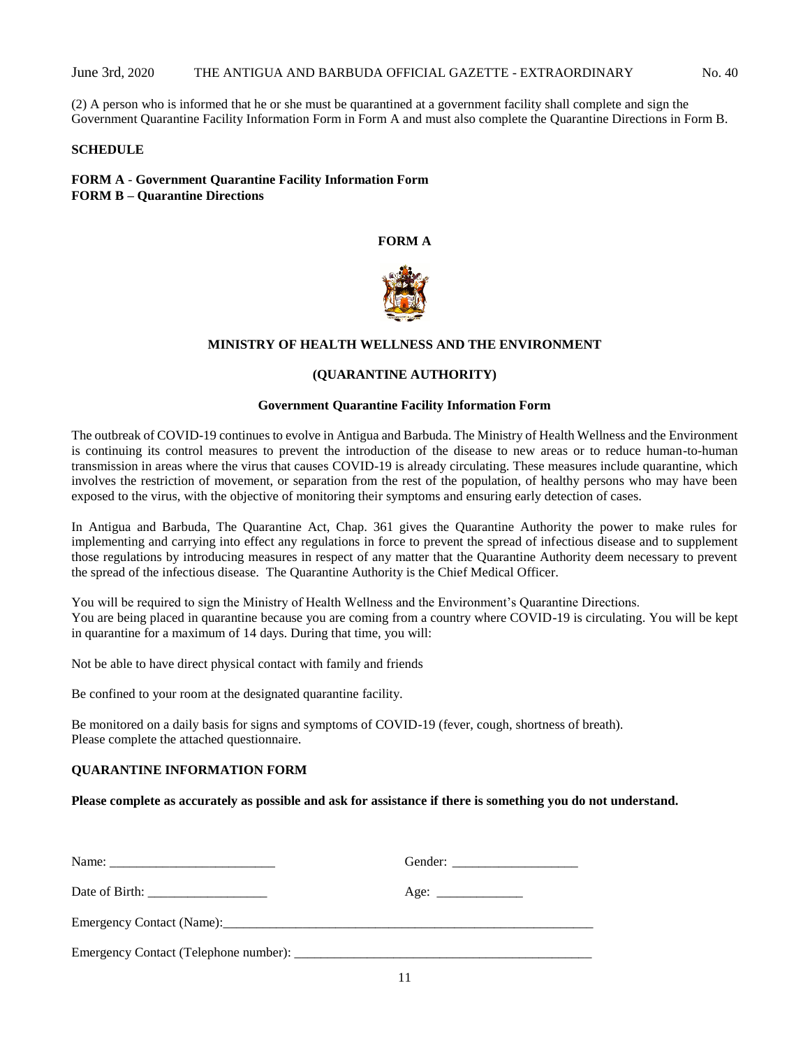(2) A person who is informed that he or she must be quarantined at a government facility shall complete and sign the Government Quarantine Facility Information Form in Form A and must also complete the Quarantine Directions in Form B.

**SCHEDULE**

**FORM A - Government Quarantine Facility Information Form**
**FORM B – Quarantine Directions**

**FORM A**

**MINISTRY OF HEALTH WELLNESS AND THE ENVIRONMENT**

**(QUARANTINE AUTHORITY)**

**Government Quarantine Facility Information Form**

The outbreak of COVID-19 continues to evolve in Antigua and Barbuda. The Ministry of Health Wellness and the Environment is continuing its control measures to prevent the introduction of the disease to new areas or to reduce human-to-human transmission in areas where the virus that causes COVID-19 is already circulating. These measures include quarantine, which involves the restriction of movement, or separation from the rest of the population, of healthy persons who may have been exposed to the virus, with the objective of monitoring their symptoms and ensuring early detection of cases.

In Antigua and Barbuda, The Quarantine Act, Chap. 361 gives the Quarantine Authority the power to make rules for implementing and carrying into effect any regulations in force to prevent the spread of infectious disease and to supplement those regulations by introducing measures in respect of any matter that the Quarantine Authority deem necessary to prevent the spread of the infectious disease. The Quarantine Authority is the Chief Medical Officer.

You will be required to sign the Ministry of Health Wellness and the Environment's Quarantine Directions.
You are being placed in quarantine because you are coming from a country where COVID-19 is circulating. You will be kept in quarantine for a maximum of 14 days. During that time, you will:

Not be able to have direct physical contact with family and friends

Be confined to your room at the designated quarantine facility.

Be monitored on a daily basis for signs and symptoms of COVID-19 (fever, cough, shortness of breath).
Please complete the attached questionnaire.

**QUARANTINE INFORMATION FORM**

**Please complete as accurately as possible and ask for assistance if there is something you do not understand.**

Name: _________________________ Gender: ___________________

Date of Birth: __________________ Age: _____________

Emergency Contact (Name):__________________________________________________________

Emergency Contact (Telephone number): ______________________________________________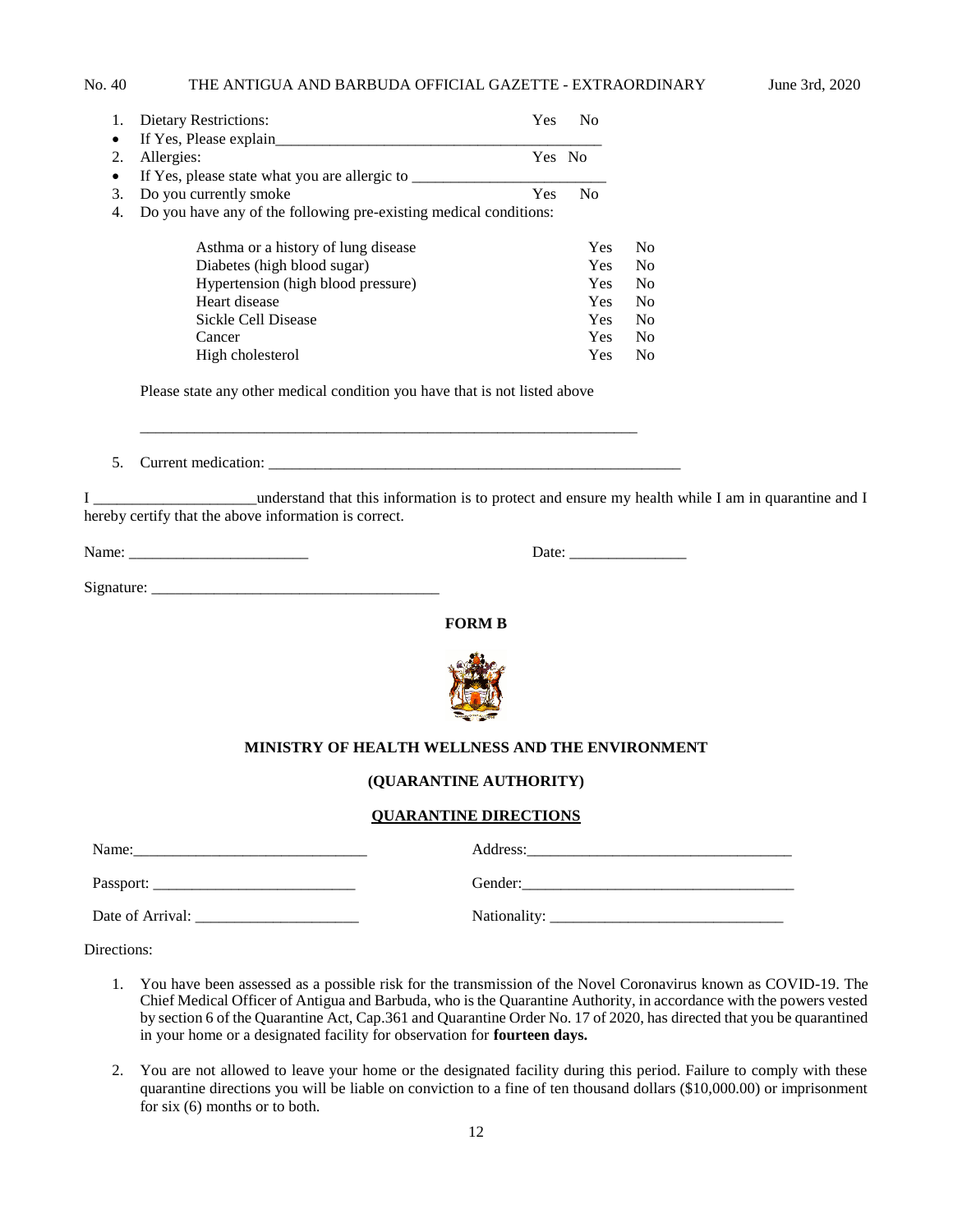1. Dietary Restrictions: Yes No
- If Yes, Please explain_________________________________________
2. Allergies: Yes No
- If Yes, please state what you are allergic to _________________________
3. Do you currently smoke Yes No
4. Do you have any of the following pre-existing medical conditions:

| | | |
|---|---|---|
| Asthma or a history of lung disease | Yes | No |
| Diabetes (high blood sugar) | Yes | No |
| Hypertension (high blood pressure) | Yes | No |
| Heart disease | Yes | No |
| Sickle Cell Disease | Yes | No |
| Cancer | Yes | No |
| High cholesterol | Yes | No |

Please state any other medical condition you have that is not listed above

_________________________________________________________________

5. Current medication: _____________________________________________________

I ____________________understand that this information is to protect and ensure my health while I am in quarantine and I hereby certify that the above information is correct.

Name: _______________________ Date: _______________

Signature: ____________________________________

**FORM B**

**MINISTRY OF HEALTH WELLNESS AND THE ENVIRONMENT**

**(QUARANTINE AUTHORITY)**

**QUARANTINE DIRECTIONS**

Name:______________________________ Address:_________________________________

Passport: __________________________ Gender:___________________________________

Date of Arrival: _____________________ Nationality: ______________________________

Directions:

1. You have been assessed as a possible risk for the transmission of the Novel Coronavirus known as COVID-19. The Chief Medical Officer of Antigua and Barbuda, who is the Quarantine Authority, in accordance with the powers vested by section 6 of the Quarantine Act, Cap.361 and Quarantine Order No. 17 of 2020, has directed that you be quarantined in your home or a designated facility for observation for **fourteen days.**

2. You are not allowed to leave your home or the designated facility during this period. Failure to comply with these quarantine directions you will be liable on conviction to a fine of ten thousand dollars ($10,000.00) or imprisonment for six (6) months or to both.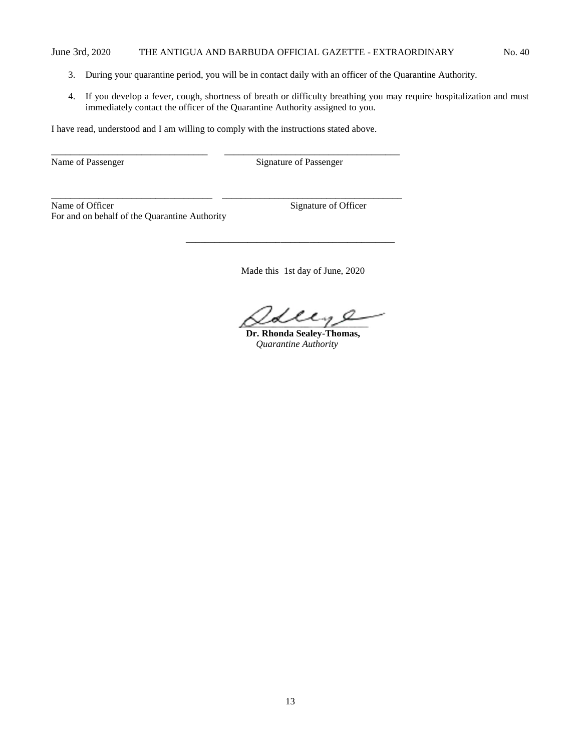3. During your quarantine period, you will be in contact daily with an officer of the Quarantine Authority.

4. If you develop a fever, cough, shortness of breath or difficulty breathing you may require hospitalization and must immediately contact the officer of the Quarantine Authority assigned to you.

I have read, understood and I am willing to comply with the instructions stated above.

_________________________________ _____________________________________

Name of Passenger Signature of Passenger

_________________________________ _____________________________________

Name of Officer Signature of Officer

For and on behalf of the Quarantine Authority

---

Made this 1st day of June, 2020

**Dr. Rhonda Sealey-Thomas,**
*Quarantine Authority*